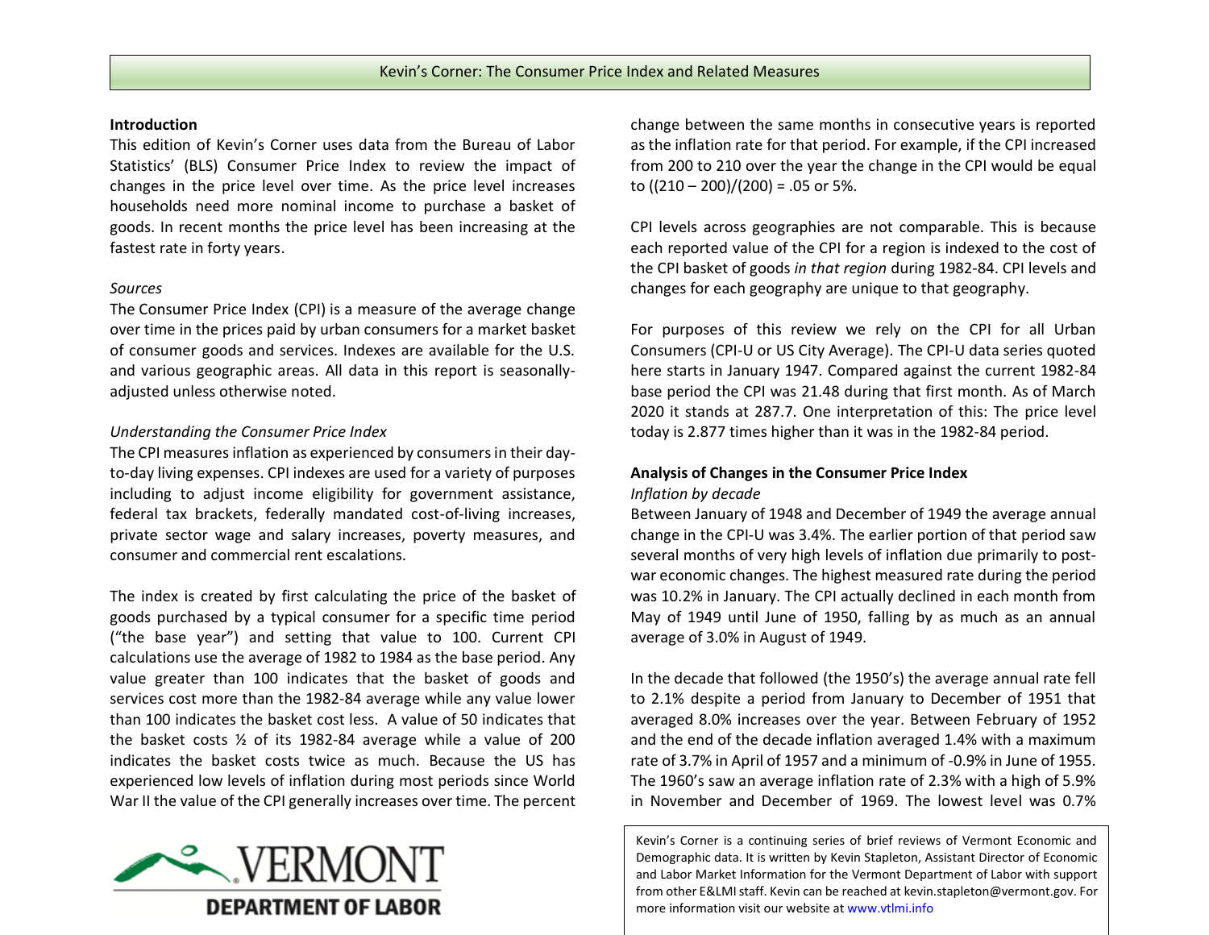# Kevin's Corner: The Consumer Price Index and Related Measures

## Introduction

This edition of Kevin's Corner uses data from the Bureau of Labor Statistics' (BLS) Consumer Price Index to review the impact of changes in the price level over time. As the price level increases households need more nominal income to purchase a basket of goods. In recent months the price level has been increasing at the fastest rate in forty years.

### *Sources*

The Consumer Price Index (CPI) is a measure of the average change over time in the prices paid by urban consumers for a market basket of consumer goods and services. Indexes are available for the U.S. and various geographic areas. All data in this report is seasonally-adjusted unless otherwise noted.

### *Understanding the Consumer Price Index*

The CPI measures inflation as experienced by consumers in their day-to-day living expenses. CPI indexes are used for a variety of purposes including to adjust income eligibility for government assistance, federal tax brackets, federally mandated cost-of-living increases, private sector wage and salary increases, poverty measures, and consumer and commercial rent escalations.

The index is created by first calculating the price of the basket of goods purchased by a typical consumer for a specific time period ("the base year") and setting that value to 100. Current CPI calculations use the average of 1982 to 1984 as the base period. Any value greater than 100 indicates that the basket of goods and services cost more than the 1982-84 average while any value lower than 100 indicates the basket cost less. A value of 50 indicates that the basket costs ½ of its 1982-84 average while a value of 200 indicates the basket costs twice as much. Because the US has experienced low levels of inflation during most periods since World War II the value of the CPI generally increases over time. The percent change between the same months in consecutive years is reported as the inflation rate for that period. For example, if the CPI increased from 200 to 210 over the year the change in the CPI would be equal to $((210 – 200)/(200) = .05$ or 5%.

CPI levels across geographies are not comparable. This is because each reported value of the CPI for a region is indexed to the cost of the CPI basket of goods *in that region* during 1982-84. CPI levels and changes for each geography are unique to that geography.

For purposes of this review we rely on the CPI for all Urban Consumers (CPI-U or US City Average). The CPI-U data series quoted here starts in January 1947. Compared against the current 1982-84 base period the CPI was 21.48 during that first month. As of March 2020 it stands at 287.7. One interpretation of this: The price level today is 2.877 times higher than it was in the 1982-84 period.

## Analysis of Changes in the Consumer Price Index

### *Inflation by decade*

Between January of 1948 and December of 1949 the average annual change in the CPI-U was 3.4%. The earlier portion of that period saw several months of very high levels of inflation due primarily to post-war economic changes. The highest measured rate during the period was 10.2% in January. The CPI actually declined in each month from May of 1949 until June of 1950, falling by as much as an annual average of 3.0% in August of 1949.

In the decade that followed (the 1950's) the average annual rate fell to 2.1% despite a period from January to December of 1951 that averaged 8.0% increases over the year. Between February of 1952 and the end of the decade inflation averaged 1.4% with a maximum rate of 3.7% in April of 1957 and a minimum of -0.9% in June of 1955. The 1960's saw an average inflation rate of 2.3% with a high of 5.9% in November and December of 1969. The lowest level was 0.7%

VERMONT DEPARTMENT OF LABOR

Kevin's Corner is a continuing series of brief reviews of Vermont Economic and Demographic data. It is written by Kevin Stapleton, Assistant Director of Economic and Labor Market Information for the Vermont Department of Labor with support from other E&LMI staff. Kevin can be reached at kevin.stapleton@vermont.gov. For more information visit our website at www.vtlmi.info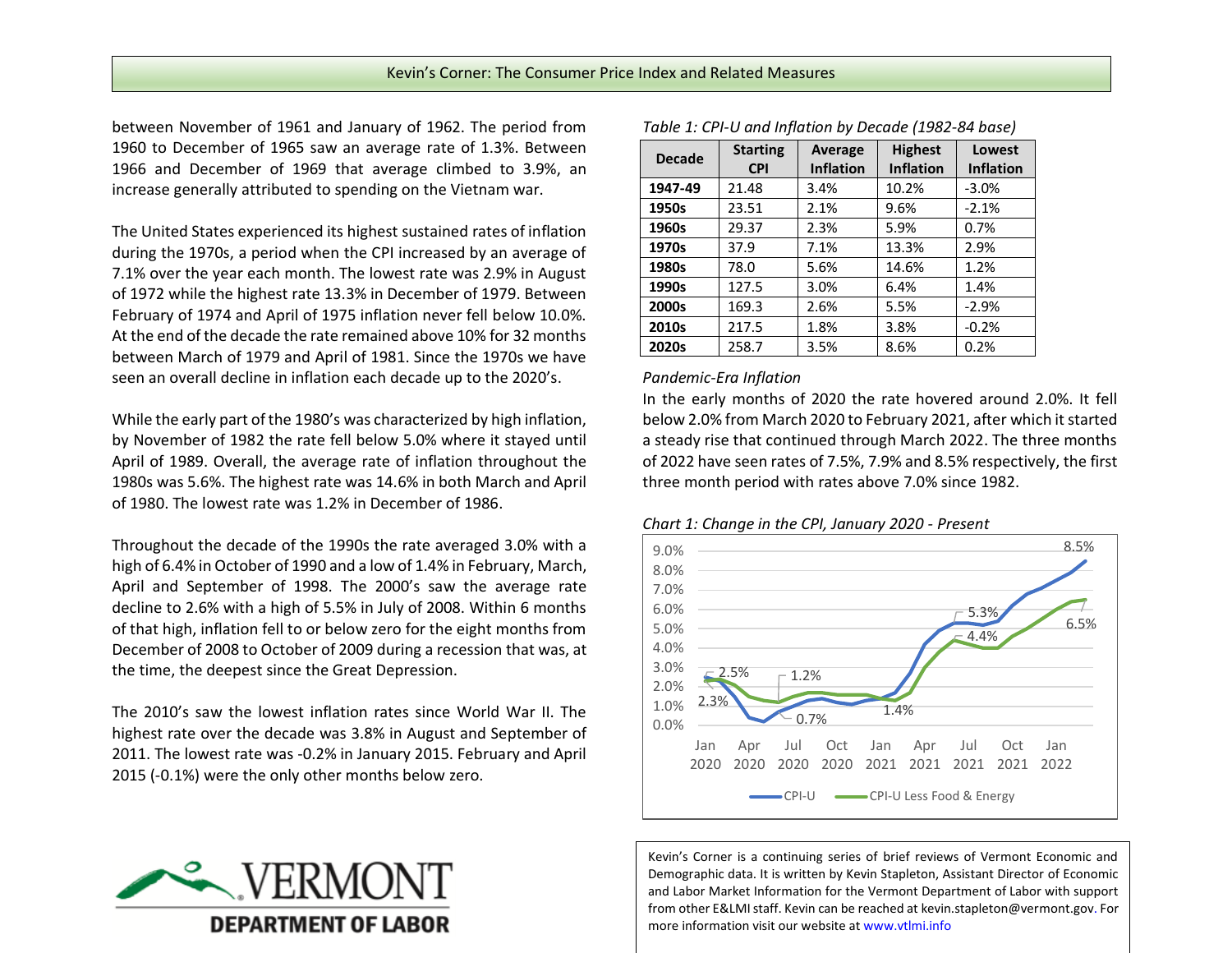between November of 1961 and January of 1962. The period from 1960 to December of 1965 saw an average rate of 1.3%. Between 1966 and December of 1969 that average climbed to 3.9%, an increase generally attributed to spending on the Vietnam war.

The United States experienced its highest sustained rates of inflation during the 1970s, a period when the CPI increased by an average of 7.1% over the year each month. The lowest rate was 2.9% in August of 1972 while the highest rate 13.3% in December of 1979. Between February of 1974 and April of 1975 inflation never fell below 10.0%. At the end of the decade the rate remained above 10% for 32 months between March of 1979 and April of 1981. Since the 1970s we have seen an overall decline in inflation each decade up to the 2020's.

While the early part of the 1980's was characterized by high inflation, by November of 1982 the rate fell below 5.0% where it stayed until April of 1989. Overall, the average rate of inflation throughout the 1980s was 5.6%. The highest rate was 14.6% in both March and April of 1980. The lowest rate was 1.2% in December of 1986.

Throughout the decade of the 1990s the rate averaged 3.0% with a high of 6.4% in October of 1990 and a low of 1.4% in February, March, April and September of 1998. The 2000's saw the average rate decline to 2.6% with a high of 5.5% in July of 2008. Within 6 months of that high, inflation fell to or below zero for the eight months from December of 2008 to October of 2009 during a recession that was, at the time, the deepest since the Great Depression.

The 2010's saw the lowest inflation rates since World War II. The highest rate over the decade was 3.8% in August and September of 2011. The lowest rate was -0.2% in January 2015. February and April 2015 (-0.1%) were the only other months below zero.

*Table 1: CPI-U and Inflation by Decade (1982-84 base)*

| Decade | Starting CPI | Average Inflation | Highest Inflation | Lowest Inflation |
|---|---|---|---|---|
| **1947-49** | 21.48 | 3.4% | 10.2% | -3.0% |
| **1950s** | 23.51 | 2.1% | 9.6% | -2.1% |
| **1960s** | 29.37 | 2.3% | 5.9% | 0.7% |
| **1970s** | 37.9 | 7.1% | 13.3% | 2.9% |
| **1980s** | 78.0 | 5.6% | 14.6% | 1.2% |
| **1990s** | 127.5 | 3.0% | 6.4% | 1.4% |
| **2000s** | 169.3 | 2.6% | 5.5% | -2.9% |
| **2010s** | 217.5 | 1.8% | 3.8% | -0.2% |
| **2020s** | 258.7 | 3.5% | 8.6% | 0.2% |

*Pandemic-Era Inflation*

In the early months of 2020 the rate hovered around 2.0%. It fell below 2.0% from March 2020 to February 2021, after which it started a steady rise that continued through March 2022. The three months of 2022 have seen rates of 7.5%, 7.9% and 8.5% respectively, the first three month period with rates above 7.0% since 1982.

*Chart 1: Change in the CPI, January 2020 - Present*

Kevin's Corner is a continuing series of brief reviews of Vermont Economic and Demographic data. It is written by Kevin Stapleton, Assistant Director of Economic and Labor Market Information for the Vermont Department of Labor with support from other E&LMI staff. Kevin can be reached at kevin.stapleton@vermont.gov. For more information visit our website at www.vtlmi.info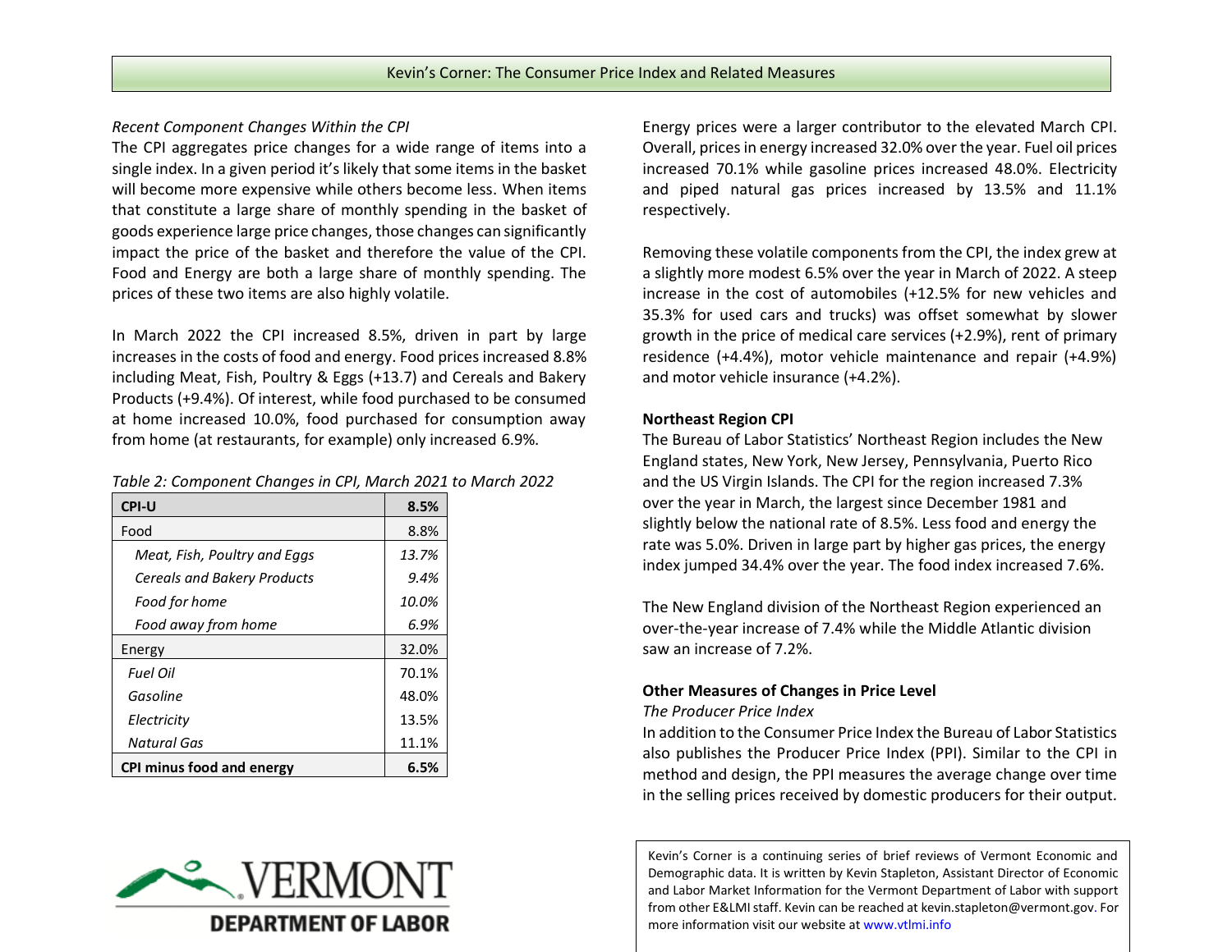*Recent Component Changes Within the CPI*

The CPI aggregates price changes for a wide range of items into a single index. In a given period it's likely that some items in the basket will become more expensive while others become less. When items that constitute a large share of monthly spending in the basket of goods experience large price changes, those changes can significantly impact the price of the basket and therefore the value of the CPI. Food and Energy are both a large share of monthly spending. The prices of these two items are also highly volatile.

In March 2022 the CPI increased 8.5%, driven in part by large increases in the costs of food and energy. Food prices increased 8.8% including Meat, Fish, Poultry & Eggs (+13.7) and Cereals and Bakery Products (+9.4%). Of interest, while food purchased to be consumed at home increased 10.0%, food purchased for consumption away from home (at restaurants, for example) only increased 6.9%.

*Table 2: Component Changes in CPI, March 2021 to March 2022*

| **CPI-U** | **8.5%** |
|---|---|
| Food | 8.8% |
| *Meat, Fish, Poultry and Eggs* | *13.7%* |
| *Cereals and Bakery Products* | *9.4%* |
| *Food for home* | *10.0%* |
| *Food away from home* | *6.9%* |
| Energy | 32.0% |
| *Fuel Oil* | 70.1% |
| *Gasoline* | 48.0% |
| *Electricity* | 13.5% |
| *Natural Gas* | 11.1% |
| **CPI minus food and energy** | **6.5%** |

Energy prices were a larger contributor to the elevated March CPI. Overall, prices in energy increased 32.0% over the year. Fuel oil prices increased 70.1% while gasoline prices increased 48.0%. Electricity and piped natural gas prices increased by 13.5% and 11.1% respectively.

Removing these volatile components from the CPI, the index grew at a slightly more modest 6.5% over the year in March of 2022. A steep increase in the cost of automobiles (+12.5% for new vehicles and 35.3% for used cars and trucks) was offset somewhat by slower growth in the price of medical care services (+2.9%), rent of primary residence (+4.4%), motor vehicle maintenance and repair (+4.9%) and motor vehicle insurance (+4.2%).

**Northeast Region CPI**

The Bureau of Labor Statistics' Northeast Region includes the New England states, New York, New Jersey, Pennsylvania, Puerto Rico and the US Virgin Islands. The CPI for the region increased 7.3% over the year in March, the largest since December 1981 and slightly below the national rate of 8.5%. Less food and energy the rate was 5.0%. Driven in large part by higher gas prices, the energy index jumped 34.4% over the year. The food index increased 7.6%.

The New England division of the Northeast Region experienced an over-the-year increase of 7.4% while the Middle Atlantic division saw an increase of 7.2%.

**Other Measures of Changes in Price Level**

*The Producer Price Index*

In addition to the Consumer Price Index the Bureau of Labor Statistics also publishes the Producer Price Index (PPI). Similar to the CPI in method and design, the PPI measures the average change over time in the selling prices received by domestic producers for their output.

Kevin's Corner is a continuing series of brief reviews of Vermont Economic and Demographic data. It is written by Kevin Stapleton, Assistant Director of Economic and Labor Market Information for the Vermont Department of Labor with support from other E&LMI staff. Kevin can be reached at kevin.stapleton@vermont.gov. For more information visit our website at www.vtlmi.info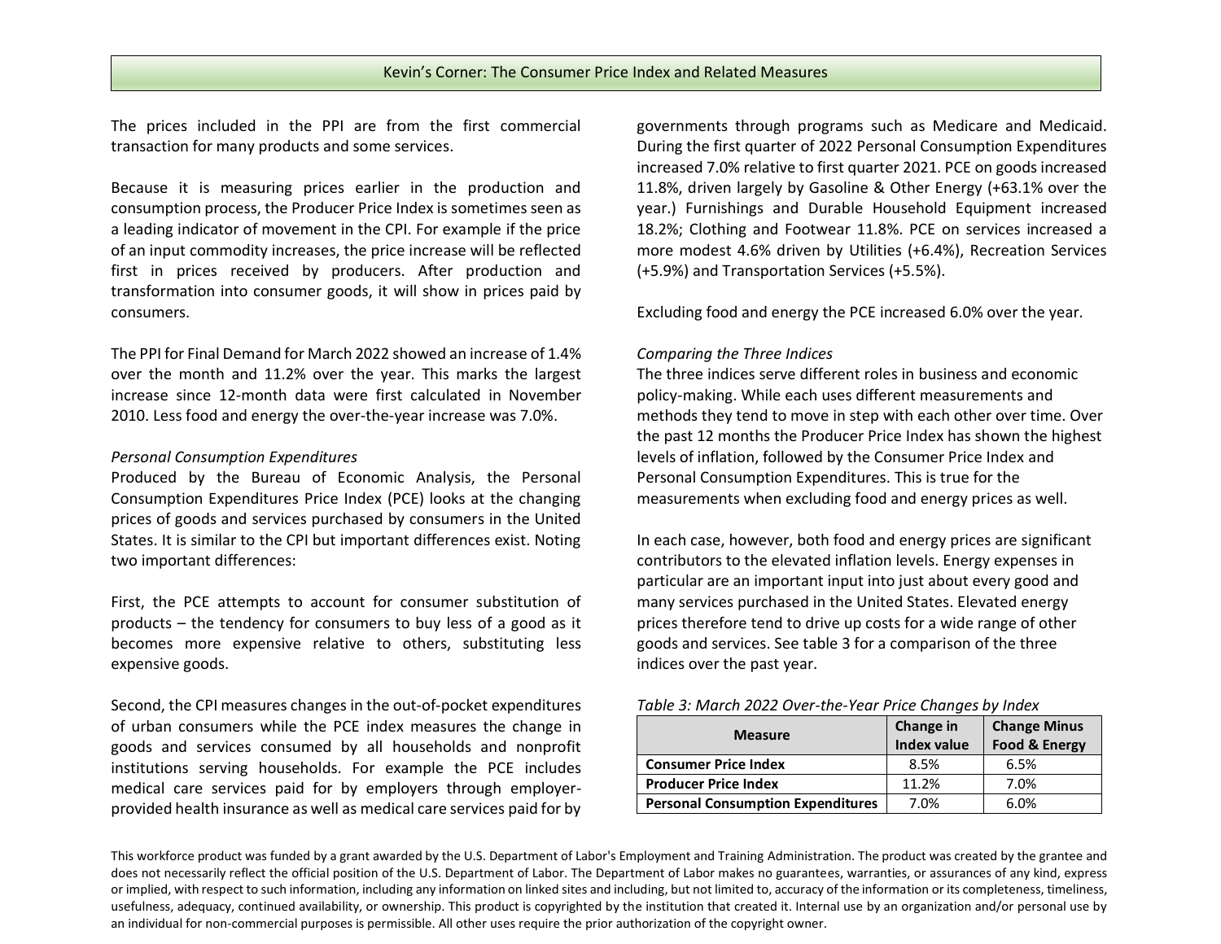The prices included in the PPI are from the first commercial transaction for many products and some services.

Because it is measuring prices earlier in the production and consumption process, the Producer Price Index is sometimes seen as a leading indicator of movement in the CPI. For example if the price of an input commodity increases, the price increase will be reflected first in prices received by producers. After production and transformation into consumer goods, it will show in prices paid by consumers.

The PPI for Final Demand for March 2022 showed an increase of 1.4% over the month and 11.2% over the year. This marks the largest increase since 12-month data were first calculated in November 2010. Less food and energy the over-the-year increase was 7.0%.

*Personal Consumption Expenditures*

Produced by the Bureau of Economic Analysis, the Personal Consumption Expenditures Price Index (PCE) looks at the changing prices of goods and services purchased by consumers in the United States. It is similar to the CPI but important differences exist. Noting two important differences:

First, the PCE attempts to account for consumer substitution of products – the tendency for consumers to buy less of a good as it becomes more expensive relative to others, substituting less expensive goods.

Second, the CPI measures changes in the out-of-pocket expenditures of urban consumers while the PCE index measures the change in goods and services consumed by all households and nonprofit institutions serving households. For example the PCE includes medical care services paid for by employers through employer-provided health insurance as well as medical care services paid for by governments through programs such as Medicare and Medicaid. During the first quarter of 2022 Personal Consumption Expenditures increased 7.0% relative to first quarter 2021. PCE on goods increased 11.8%, driven largely by Gasoline & Other Energy (+63.1% over the year.) Furnishings and Durable Household Equipment increased 18.2%; Clothing and Footwear 11.8%. PCE on services increased a more modest 4.6% driven by Utilities (+6.4%), Recreation Services (+5.9%) and Transportation Services (+5.5%).

Excluding food and energy the PCE increased 6.0% over the year.

*Comparing the Three Indices*

The three indices serve different roles in business and economic policy-making. While each uses different measurements and methods they tend to move in step with each other over time. Over the past 12 months the Producer Price Index has shown the highest levels of inflation, followed by the Consumer Price Index and Personal Consumption Expenditures. This is true for the measurements when excluding food and energy prices as well.

In each case, however, both food and energy prices are significant contributors to the elevated inflation levels. Energy expenses in particular are an important input into just about every good and many services purchased in the United States. Elevated energy prices therefore tend to drive up costs for a wide range of other goods and services. See table 3 for a comparison of the three indices over the past year.

*Table 3: March 2022 Over-the-Year Price Changes by Index*

| Measure | Change in Index value | Change Minus Food & Energy |
|---|---|---|
| **Consumer Price Index** | 8.5% | 6.5% |
| **Producer Price Index** | 11.2% | 7.0% |
| **Personal Consumption Expenditures** | 7.0% | 6.0% |

This workforce product was funded by a grant awarded by the U.S. Department of Labor's Employment and Training Administration. The product was created by the grantee and does not necessarily reflect the official position of the U.S. Department of Labor. The Department of Labor makes no guarantees, warranties, or assurances of any kind, express or implied, with respect to such information, including any information on linked sites and including, but not limited to, accuracy of the information or its completeness, timeliness, usefulness, adequacy, continued availability, or ownership. This product is copyrighted by the institution that created it. Internal use by an organization and/or personal use by an individual for non-commercial purposes is permissible. All other uses require the prior authorization of the copyright owner.